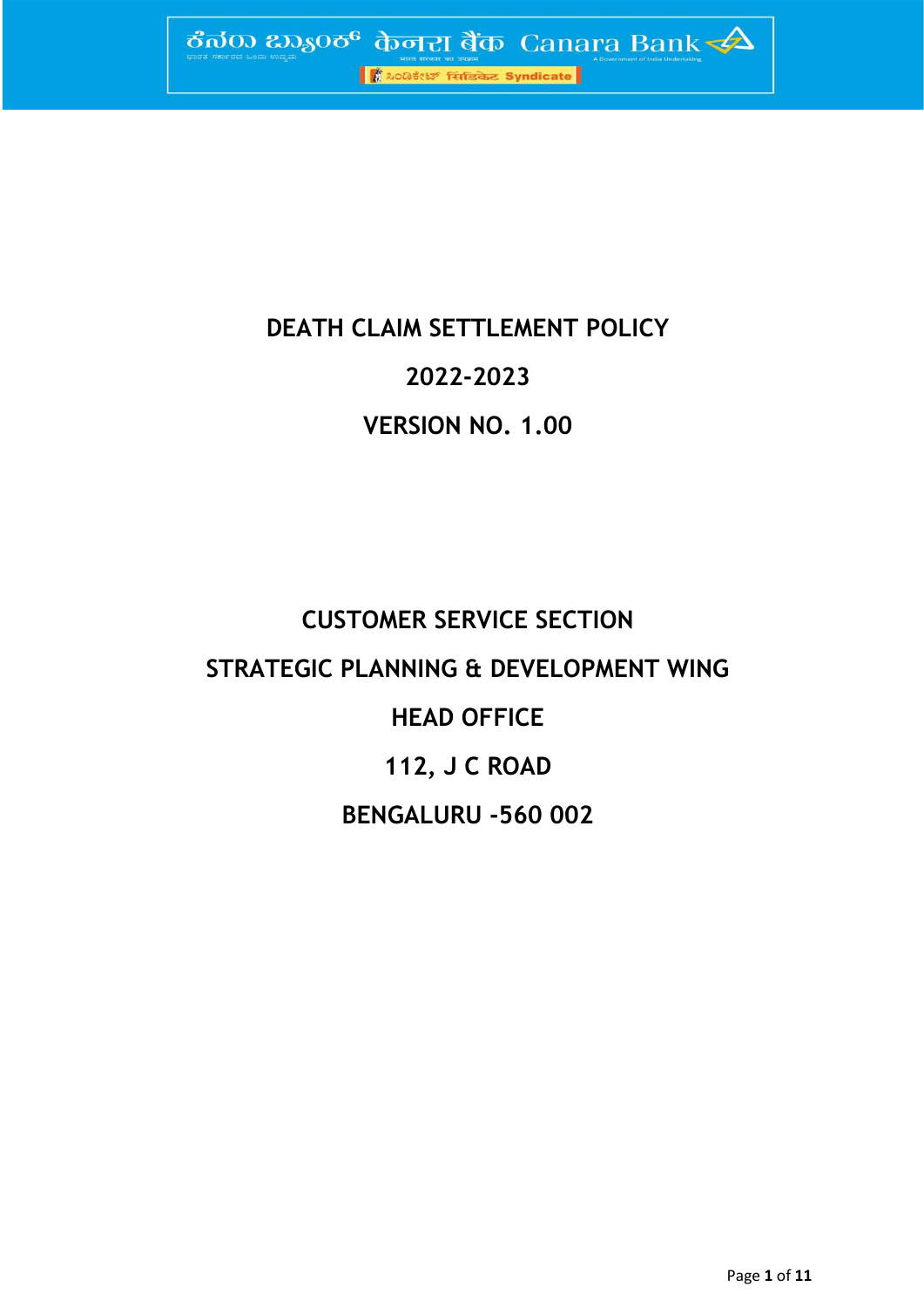# DEATH CLAIM SETTLEMENT POLICY

## 2022-2023

## VERSION NO. 1.00

**CUSTOMER SERVICE SECTION**

**STRATEGIC PLANNING & DEVELOPMENT WING**

**HEAD OFFICE**

**112, J C ROAD**

**BENGALURU -560 002**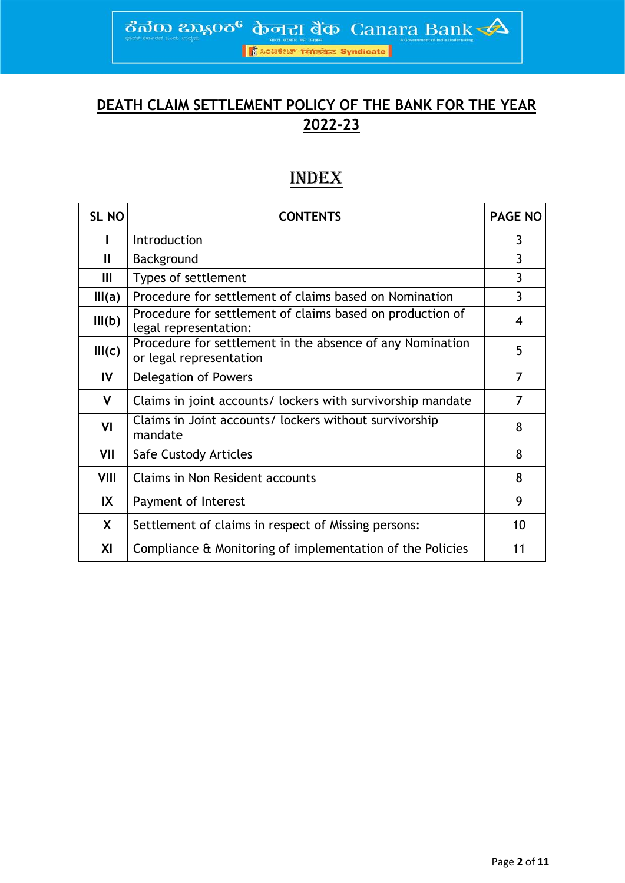# DEATH CLAIM SETTLEMENT POLICY OF THE BANK FOR THE YEAR 2022-23

## INDEX

| SL NO | CONTENTS | PAGE NO |
|---|---|---|
| I | Introduction | 3 |
| II | Background | 3 |
| III | Types of settlement | 3 |
| III(a) | Procedure for settlement of claims based on Nomination | 3 |
| III(b) | Procedure for settlement of claims based on production of legal representation: | 4 |
| III(c) | Procedure for settlement in the absence of any Nomination or legal representation | 5 |
| IV | Delegation of Powers | 7 |
| V | Claims in joint accounts/ lockers with survivorship mandate | 7 |
| VI | Claims in Joint accounts/ lockers without survivorship mandate | 8 |
| VII | Safe Custody Articles | 8 |
| VIII | Claims in Non Resident accounts | 8 |
| IX | Payment of Interest | 9 |
| X | Settlement of claims in respect of Missing persons: | 10 |
| XI | Compliance & Monitoring of implementation of the Policies | 11 |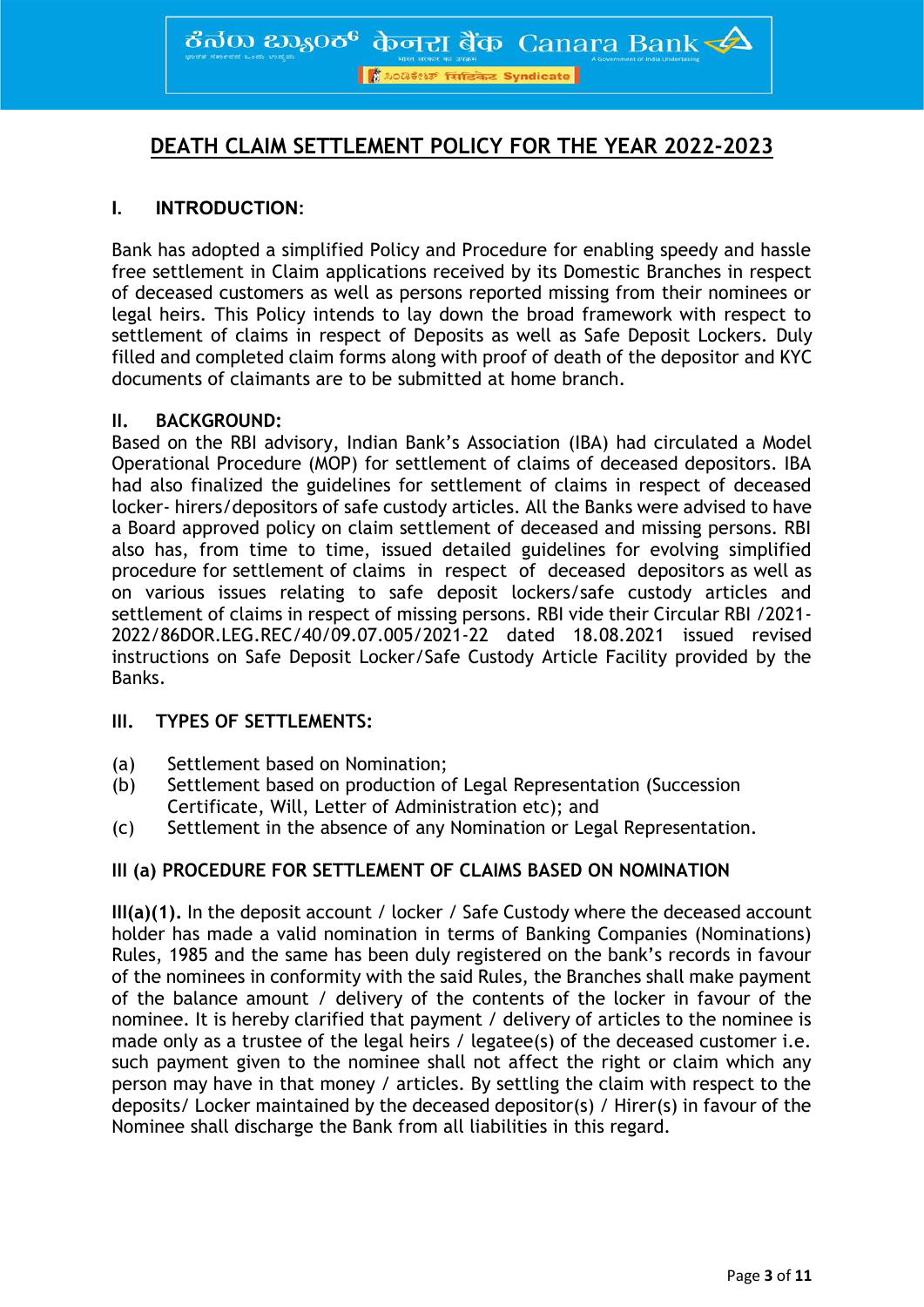## DEATH CLAIM SETTLEMENT POLICY FOR THE YEAR 2022-2023

### I. INTRODUCTION:

Bank has adopted a simplified Policy and Procedure for enabling speedy and hassle free settlement in Claim applications received by its Domestic Branches in respect of deceased customers as well as persons reported missing from their nominees or legal heirs. This Policy intends to lay down the broad framework with respect to settlement of claims in respect of Deposits as well as Safe Deposit Lockers. Duly filled and completed claim forms along with proof of death of the depositor and KYC documents of claimants are to be submitted at home branch.

### II. BACKGROUND:

Based on the RBI advisory, Indian Bank's Association (IBA) had circulated a Model Operational Procedure (MOP) for settlement of claims of deceased depositors. IBA had also finalized the guidelines for settlement of claims in respect of deceased locker- hirers/depositors of safe custody articles. All the Banks were advised to have a Board approved policy on claim settlement of deceased and missing persons. RBI also has, from time to time, issued detailed guidelines for evolving simplified procedure for settlement of claims in respect of deceased depositors as well as on various issues relating to safe deposit lockers/safe custody articles and settlement of claims in respect of missing persons. RBI vide their Circular RBI /2021-2022/86DOR.LEG.REC/40/09.07.005/2021-22 dated 18.08.2021 issued revised instructions on Safe Deposit Locker/Safe Custody Article Facility provided by the Banks.

### III. TYPES OF SETTLEMENTS:

(a) Settlement based on Nomination;
(b) Settlement based on production of Legal Representation (Succession Certificate, Will, Letter of Administration etc); and
(c) Settlement in the absence of any Nomination or Legal Representation.

### III (a) PROCEDURE FOR SETTLEMENT OF CLAIMS BASED ON NOMINATION

**III(a)(1).** In the deposit account / locker / Safe Custody where the deceased account holder has made a valid nomination in terms of Banking Companies (Nominations) Rules, 1985 and the same has been duly registered on the bank's records in favour of the nominees in conformity with the said Rules, the Branches shall make payment of the balance amount / delivery of the contents of the locker in favour of the nominee. It is hereby clarified that payment / delivery of articles to the nominee is made only as a trustee of the legal heirs / legatee(s) of the deceased customer i.e. such payment given to the nominee shall not affect the right or claim which any person may have in that money / articles. By settling the claim with respect to the deposits/ Locker maintained by the deceased depositor(s) / Hirer(s) in favour of the Nominee shall discharge the Bank from all liabilities in this regard.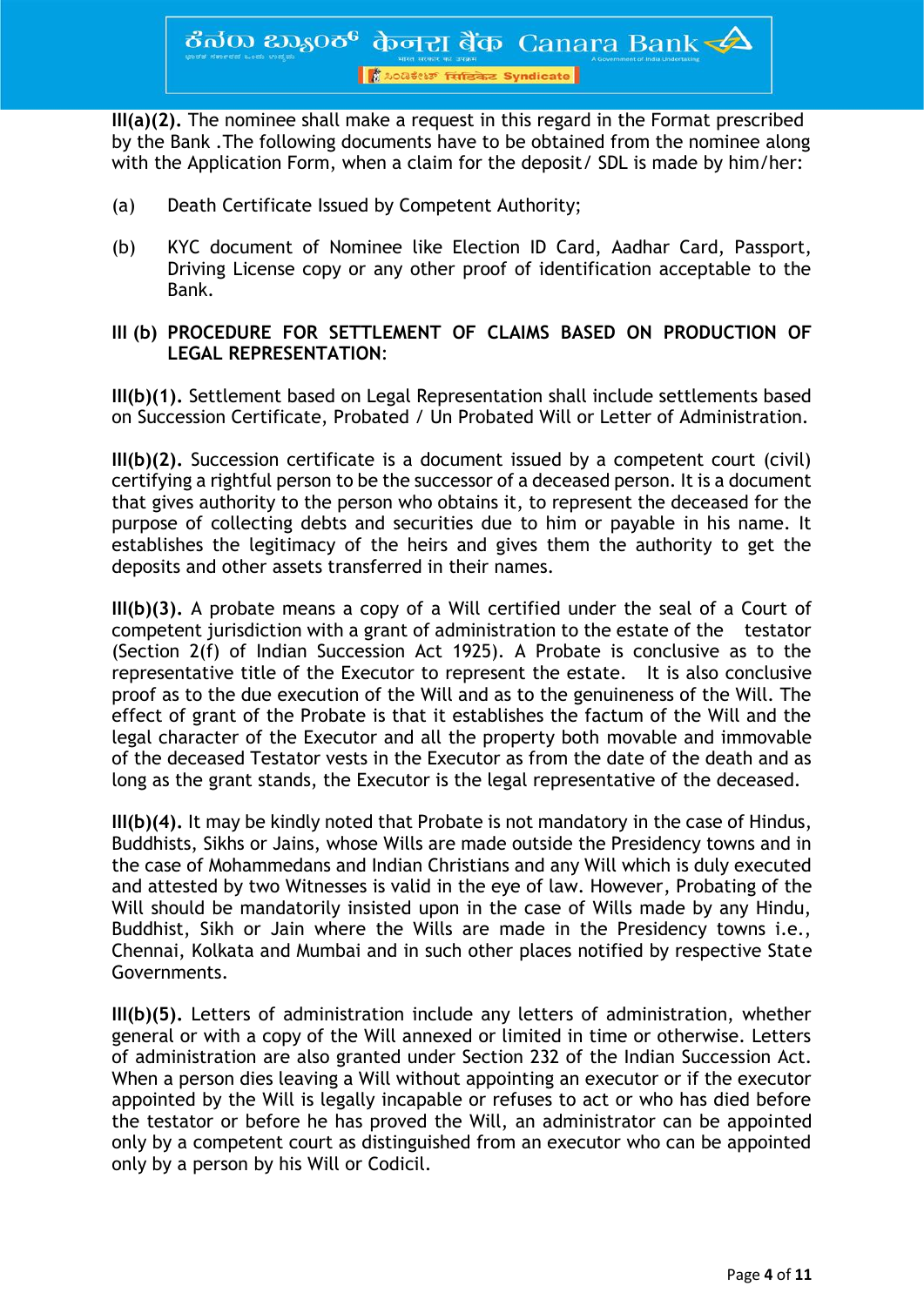**III(a)(2).** The nominee shall make a request in this regard in the Format prescribed by the Bank .The following documents have to be obtained from the nominee along with the Application Form, when a claim for the deposit/ SDL is made by him/her:

(a) Death Certificate Issued by Competent Authority;

(b) KYC document of Nominee like Election ID Card, Aadhar Card, Passport, Driving License copy or any other proof of identification acceptable to the Bank.

**III (b) PROCEDURE FOR SETTLEMENT OF CLAIMS BASED ON PRODUCTION OF LEGAL REPRESENTATION**:

**III(b)(1).** Settlement based on Legal Representation shall include settlements based on Succession Certificate, Probated / Un Probated Will or Letter of Administration.

**III(b)(2).** Succession certificate is a document issued by a competent court (civil) certifying a rightful person to be the successor of a deceased person. It is a document that gives authority to the person who obtains it, to represent the deceased for the purpose of collecting debts and securities due to him or payable in his name. It establishes the legitimacy of the heirs and gives them the authority to get the deposits and other assets transferred in their names.

**III(b)(3).** A probate means a copy of a Will certified under the seal of a Court of competent jurisdiction with a grant of administration to the estate of the testator (Section 2(f) of Indian Succession Act 1925). A Probate is conclusive as to the representative title of the Executor to represent the estate. It is also conclusive proof as to the due execution of the Will and as to the genuineness of the Will. The effect of grant of the Probate is that it establishes the factum of the Will and the legal character of the Executor and all the property both movable and immovable of the deceased Testator vests in the Executor as from the date of the death and as long as the grant stands, the Executor is the legal representative of the deceased.

**III(b)(4).** It may be kindly noted that Probate is not mandatory in the case of Hindus, Buddhists, Sikhs or Jains, whose Wills are made outside the Presidency towns and in the case of Mohammedans and Indian Christians and any Will which is duly executed and attested by two Witnesses is valid in the eye of law. However, Probating of the Will should be mandatorily insisted upon in the case of Wills made by any Hindu, Buddhist, Sikh or Jain where the Wills are made in the Presidency towns i.e., Chennai, Kolkata and Mumbai and in such other places notified by respective State Governments.

**III(b)(5).** Letters of administration include any letters of administration, whether general or with a copy of the Will annexed or limited in time or otherwise. Letters of administration are also granted under Section 232 of the Indian Succession Act. When a person dies leaving a Will without appointing an executor or if the executor appointed by the Will is legally incapable or refuses to act or who has died before the testator or before he has proved the Will, an administrator can be appointed only by a competent court as distinguished from an executor who can be appointed only by a person by his Will or Codicil.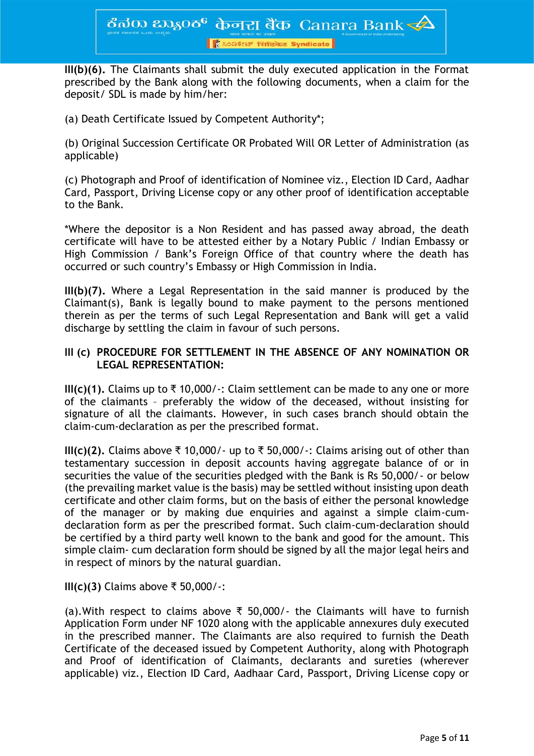**III(b)(6).** The Claimants shall submit the duly executed application in the Format prescribed by the Bank along with the following documents, when a claim for the deposit/ SDL is made by him/her:

(a) Death Certificate Issued by Competent Authority*;

(b) Original Succession Certificate OR Probated Will OR Letter of Administration (as applicable)

(c) Photograph and Proof of identification of Nominee viz., Election ID Card, Aadhar Card, Passport, Driving License copy or any other proof of identification acceptable to the Bank.

*Where the depositor is a Non Resident and has passed away abroad, the death certificate will have to be attested either by a Notary Public / Indian Embassy or High Commission / Bank's Foreign Office of that country where the death has occurred or such country's Embassy or High Commission in India.

**III(b)(7).** Where a Legal Representation in the said manner is produced by the Claimant(s), Bank is legally bound to make payment to the persons mentioned therein as per the terms of such Legal Representation and Bank will get a valid discharge by settling the claim in favour of such persons.

**III (c) PROCEDURE FOR SETTLEMENT IN THE ABSENCE OF ANY NOMINATION OR LEGAL REPRESENTATION:**

**III(c)(1).** Claims up to ₹ 10,000/-: Claim settlement can be made to any one or more of the claimants – preferably the widow of the deceased, without insisting for signature of all the claimants. However, in such cases branch should obtain the claim-cum-declaration as per the prescribed format.

**III(c)(2).** Claims above ₹ 10,000/- up to ₹ 50,000/-: Claims arising out of other than testamentary succession in deposit accounts having aggregate balance of or in securities the value of the securities pledged with the Bank is Rs 50,000/- or below (the prevailing market value is the basis) may be settled without insisting upon death certificate and other claim forms, but on the basis of either the personal knowledge of the manager or by making due enquiries and against a simple claim-cum-declaration form as per the prescribed format. Such claim-cum-declaration should be certified by a third party well known to the bank and good for the amount. This simple claim- cum declaration form should be signed by all the major legal heirs and in respect of minors by the natural guardian.

**III(c)(3)** Claims above ₹ 50,000/-:

(a).With respect to claims above ₹ 50,000/- the Claimants will have to furnish Application Form under NF 1020 along with the applicable annexures duly executed in the prescribed manner. The Claimants are also required to furnish the Death Certificate of the deceased issued by Competent Authority, along with Photograph and Proof of identification of Claimants, declarants and sureties (wherever applicable) viz., Election ID Card, Aadhaar Card, Passport, Driving License copy or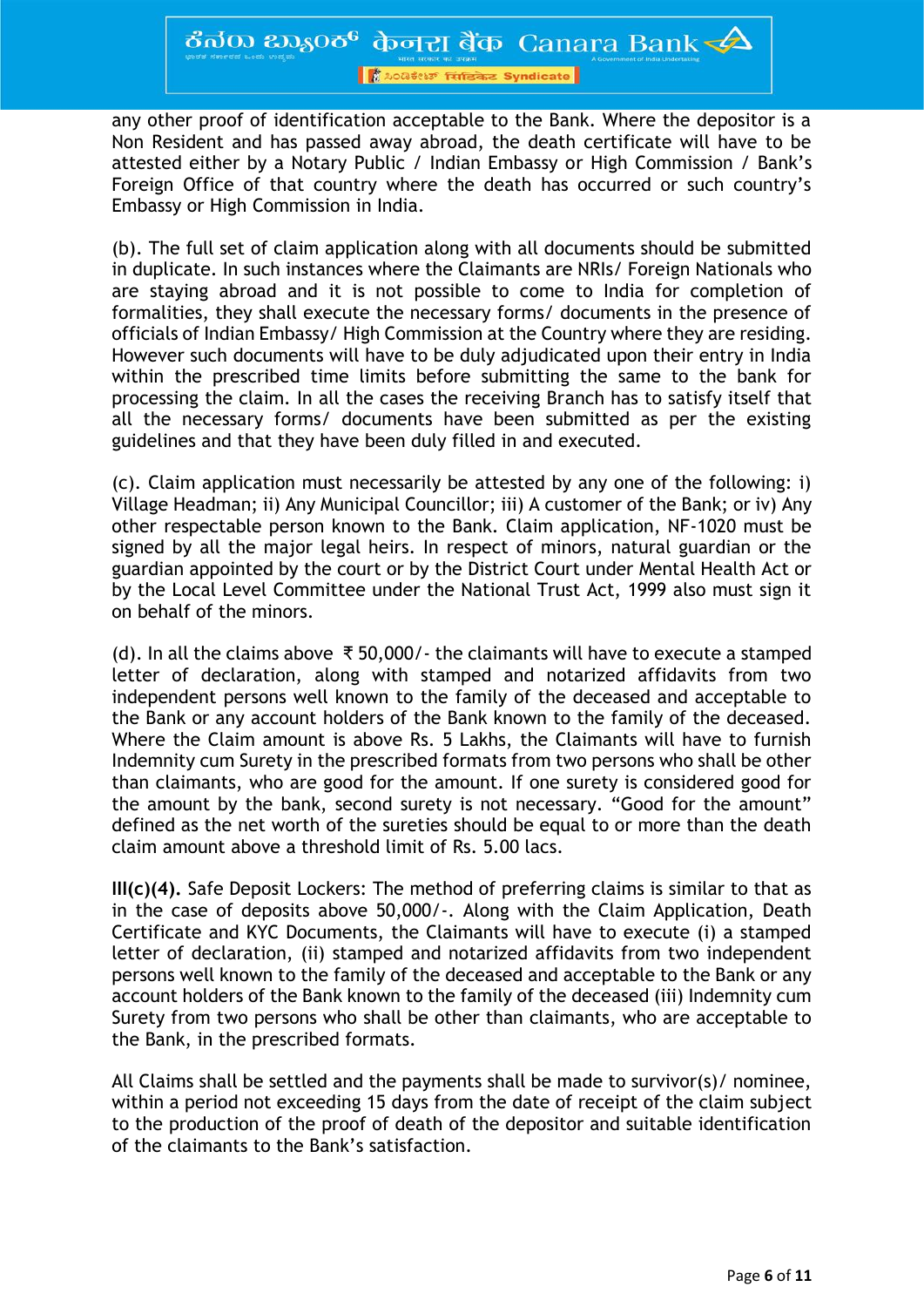any other proof of identification acceptable to the Bank. Where the depositor is a Non Resident and has passed away abroad, the death certificate will have to be attested either by a Notary Public / Indian Embassy or High Commission / Bank's Foreign Office of that country where the death has occurred or such country's Embassy or High Commission in India.

(b). The full set of claim application along with all documents should be submitted in duplicate. In such instances where the Claimants are NRIs/ Foreign Nationals who are staying abroad and it is not possible to come to India for completion of formalities, they shall execute the necessary forms/ documents in the presence of officials of Indian Embassy/ High Commission at the Country where they are residing. However such documents will have to be duly adjudicated upon their entry in India within the prescribed time limits before submitting the same to the bank for processing the claim. In all the cases the receiving Branch has to satisfy itself that all the necessary forms/ documents have been submitted as per the existing guidelines and that they have been duly filled in and executed.

(c). Claim application must necessarily be attested by any one of the following: i) Village Headman; ii) Any Municipal Councillor; iii) A customer of the Bank; or iv) Any other respectable person known to the Bank. Claim application, NF-1020 must be signed by all the major legal heirs. In respect of minors, natural guardian or the guardian appointed by the court or by the District Court under Mental Health Act or by the Local Level Committee under the National Trust Act, 1999 also must sign it on behalf of the minors.

(d). In all the claims above ₹ 50,000/- the claimants will have to execute a stamped letter of declaration, along with stamped and notarized affidavits from two independent persons well known to the family of the deceased and acceptable to the Bank or any account holders of the Bank known to the family of the deceased. Where the Claim amount is above Rs. 5 Lakhs, the Claimants will have to furnish Indemnity cum Surety in the prescribed formats from two persons who shall be other than claimants, who are good for the amount. If one surety is considered good for the amount by the bank, second surety is not necessary. "Good for the amount" defined as the net worth of the sureties should be equal to or more than the death claim amount above a threshold limit of Rs. 5.00 lacs.

**III(c)(4).** Safe Deposit Lockers: The method of preferring claims is similar to that as in the case of deposits above 50,000/-. Along with the Claim Application, Death Certificate and KYC Documents, the Claimants will have to execute (i) a stamped letter of declaration, (ii) stamped and notarized affidavits from two independent persons well known to the family of the deceased and acceptable to the Bank or any account holders of the Bank known to the family of the deceased (iii) Indemnity cum Surety from two persons who shall be other than claimants, who are acceptable to the Bank, in the prescribed formats.

All Claims shall be settled and the payments shall be made to survivor(s)/ nominee, within a period not exceeding 15 days from the date of receipt of the claim subject to the production of the proof of death of the depositor and suitable identification of the claimants to the Bank's satisfaction.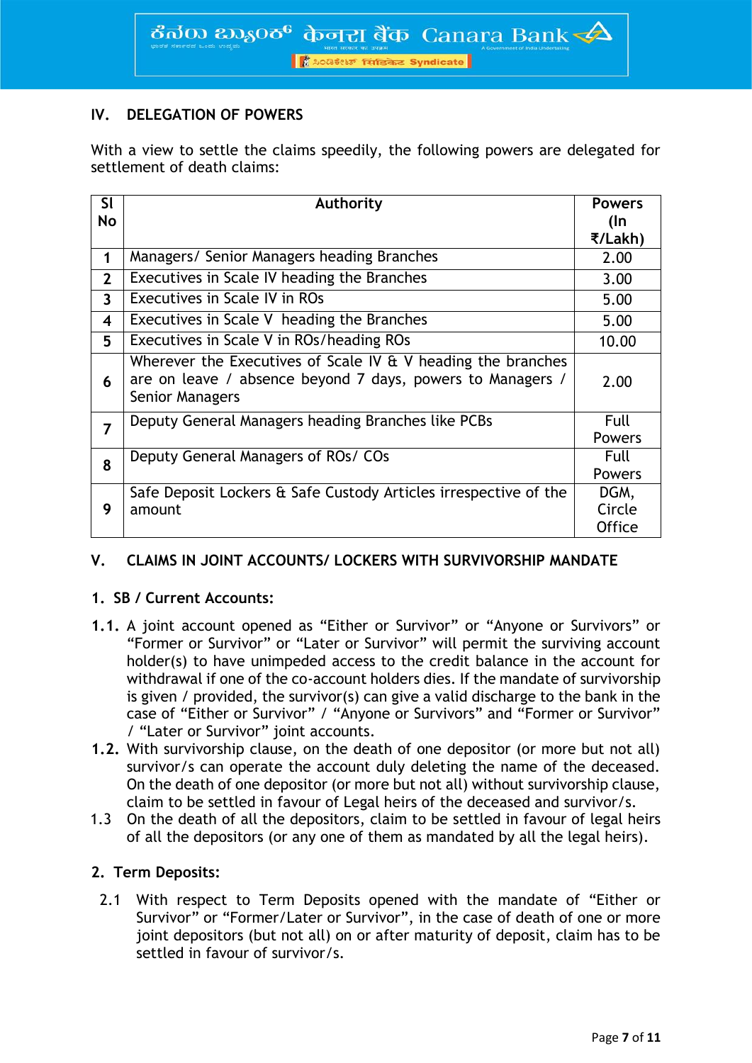## IV. DELEGATION OF POWERS

With a view to settle the claims speedily, the following powers are delegated for settlement of death claims:

| Sl No | Authority | Powers (In ₹/Lakh) |
|---|---|---|
| 1 | Managers/ Senior Managers heading Branches | 2.00 |
| 2 | Executives in Scale IV heading the Branches | 3.00 |
| 3 | Executives in Scale IV in ROs | 5.00 |
| 4 | Executives in Scale V heading the Branches | 5.00 |
| 5 | Executives in Scale V in ROs/heading ROs | 10.00 |
| 6 | Wherever the Executives of Scale IV & V heading the branches are on leave / absence beyond 7 days, powers to Managers / Senior Managers | 2.00 |
| 7 | Deputy General Managers heading Branches like PCBs | Full Powers |
| 8 | Deputy General Managers of ROs/ COs | Full Powers |
| 9 | Safe Deposit Lockers & Safe Custody Articles irrespective of the amount | DGM, Circle Office |

## V. CLAIMS IN JOINT ACCOUNTS/ LOCKERS WITH SURVIVORSHIP MANDATE

### 1. SB / Current Accounts:

**1.1.** A joint account opened as "Either or Survivor" or "Anyone or Survivors" or "Former or Survivor" or "Later or Survivor" will permit the surviving account holder(s) to have unimpeded access to the credit balance in the account for withdrawal if one of the co-account holders dies. If the mandate of survivorship is given / provided, the survivor(s) can give a valid discharge to the bank in the case of "Either or Survivor" / "Anyone or Survivors" and "Former or Survivor" / "Later or Survivor" joint accounts.

**1.2.** With survivorship clause, on the death of one depositor (or more but not all) survivor/s can operate the account duly deleting the name of the deceased. On the death of one depositor (or more but not all) without survivorship clause, claim to be settled in favour of Legal heirs of the deceased and survivor/s.

1.3 On the death of all the depositors, claim to be settled in favour of legal heirs of all the depositors (or any one of them as mandated by all the legal heirs).

### 2. Term Deposits:

2.1 With respect to Term Deposits opened with the mandate of "Either or Survivor" or "Former/Later or Survivor", in the case of death of one or more joint depositors (but not all) on or after maturity of deposit, claim has to be settled in favour of survivor/s.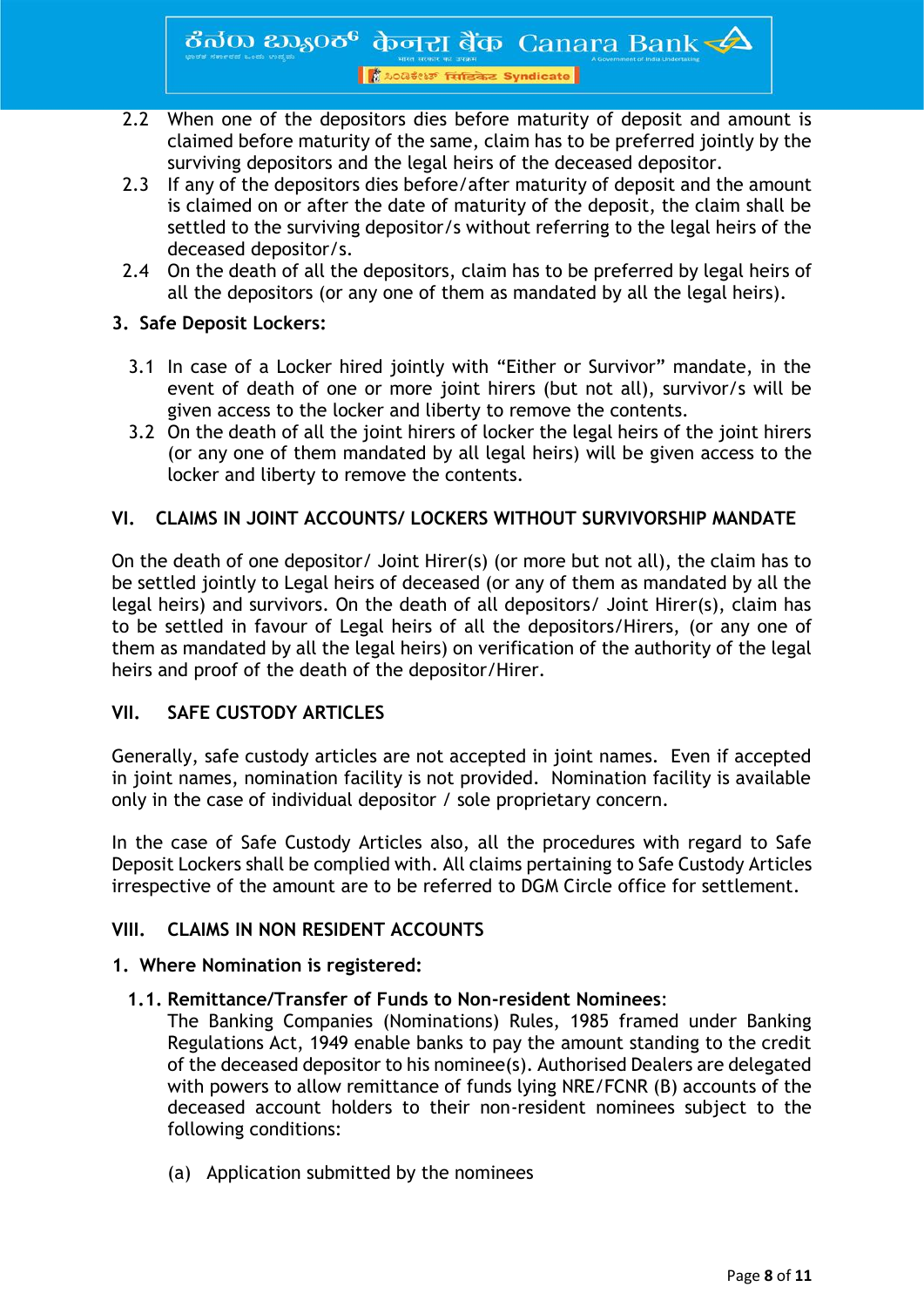2.2 When one of the depositors dies before maturity of deposit and amount is claimed before maturity of the same, claim has to be preferred jointly by the surviving depositors and the legal heirs of the deceased depositor.

2.3 If any of the depositors dies before/after maturity of deposit and the amount is claimed on or after the date of maturity of the deposit, the claim shall be settled to the surviving depositor/s without referring to the legal heirs of the deceased depositor/s.

2.4 On the death of all the depositors, claim has to be preferred by legal heirs of all the depositors (or any one of them as mandated by all the legal heirs).

**3. Safe Deposit Lockers:**

3.1 In case of a Locker hired jointly with "Either or Survivor" mandate, in the event of death of one or more joint hirers (but not all), survivor/s will be given access to the locker and liberty to remove the contents.

3.2 On the death of all the joint hirers of locker the legal heirs of the joint hirers (or any one of them mandated by all legal heirs) will be given access to the locker and liberty to remove the contents.

## VI. CLAIMS IN JOINT ACCOUNTS/ LOCKERS WITHOUT SURVIVORSHIP MANDATE

On the death of one depositor/ Joint Hirer(s) (or more but not all), the claim has to be settled jointly to Legal heirs of deceased (or any of them as mandated by all the legal heirs) and survivors. On the death of all depositors/ Joint Hirer(s), claim has to be settled in favour of Legal heirs of all the depositors/Hirers, (or any one of them as mandated by all the legal heirs) on verification of the authority of the legal heirs and proof of the death of the depositor/Hirer.

## VII. SAFE CUSTODY ARTICLES

Generally, safe custody articles are not accepted in joint names. Even if accepted in joint names, nomination facility is not provided. Nomination facility is available only in the case of individual depositor / sole proprietary concern.

In the case of Safe Custody Articles also, all the procedures with regard to Safe Deposit Lockers shall be complied with. All claims pertaining to Safe Custody Articles irrespective of the amount are to be referred to DGM Circle office for settlement.

## VIII. CLAIMS IN NON RESIDENT ACCOUNTS

**1. Where Nomination is registered:**

**1.1. Remittance/Transfer of Funds to Non-resident Nominees**:

The Banking Companies (Nominations) Rules, 1985 framed under Banking Regulations Act, 1949 enable banks to pay the amount standing to the credit of the deceased depositor to his nominee(s). Authorised Dealers are delegated with powers to allow remittance of funds lying NRE/FCNR (B) accounts of the deceased account holders to their non-resident nominees subject to the following conditions:

(a) Application submitted by the nominees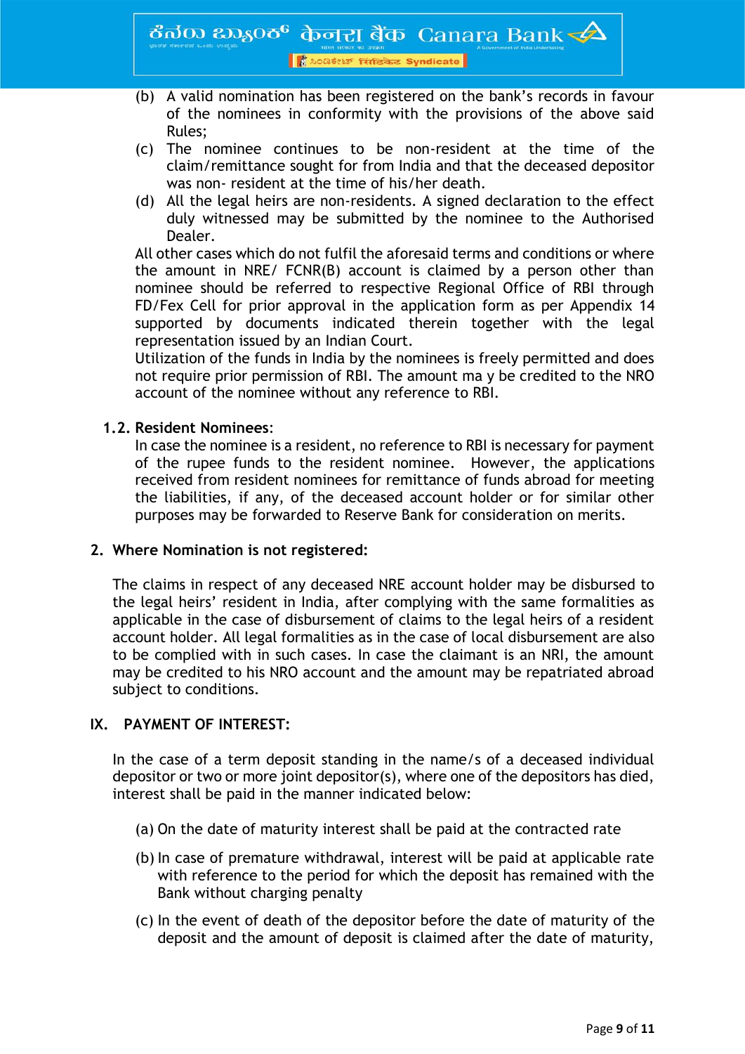(b) A valid nomination has been registered on the bank's records in favour of the nominees in conformity with the provisions of the above said Rules;

(c) The nominee continues to be non-resident at the time of the claim/remittance sought for from India and that the deceased depositor was non- resident at the time of his/her death.

(d) All the legal heirs are non-residents. A signed declaration to the effect duly witnessed may be submitted by the nominee to the Authorised Dealer.

All other cases which do not fulfil the aforesaid terms and conditions or where the amount in NRE/ FCNR(B) account is claimed by a person other than nominee should be referred to respective Regional Office of RBI through FD/Fex Cell for prior approval in the application form as per Appendix 14 supported by documents indicated therein together with the legal representation issued by an Indian Court.

Utilization of the funds in India by the nominees is freely permitted and does not require prior permission of RBI. The amount ma y be credited to the NRO account of the nominee without any reference to RBI.

**1.2. Resident Nominees**:

In case the nominee is a resident, no reference to RBI is necessary for payment of the rupee funds to the resident nominee. However, the applications received from resident nominees for remittance of funds abroad for meeting the liabilities, if any, of the deceased account holder or for similar other purposes may be forwarded to Reserve Bank for consideration on merits.

**2. Where Nomination is not registered:**

The claims in respect of any deceased NRE account holder may be disbursed to the legal heirs' resident in India, after complying with the same formalities as applicable in the case of disbursement of claims to the legal heirs of a resident account holder. All legal formalities as in the case of local disbursement are also to be complied with in such cases. In case the claimant is an NRI, the amount may be credited to his NRO account and the amount may be repatriated abroad subject to conditions.

## IX. PAYMENT OF INTEREST:

In the case of a term deposit standing in the name/s of a deceased individual depositor or two or more joint depositor(s), where one of the depositors has died, interest shall be paid in the manner indicated below:

(a) On the date of maturity interest shall be paid at the contracted rate

(b) In case of premature withdrawal, interest will be paid at applicable rate with reference to the period for which the deposit has remained with the Bank without charging penalty

(c) In the event of death of the depositor before the date of maturity of the deposit and the amount of deposit is claimed after the date of maturity,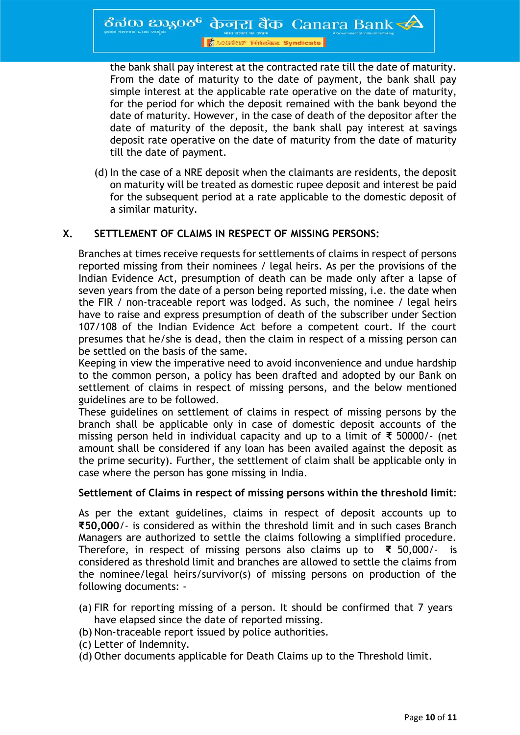the bank shall pay interest at the contracted rate till the date of maturity. From the date of maturity to the date of payment, the bank shall pay simple interest at the applicable rate operative on the date of maturity, for the period for which the deposit remained with the bank beyond the date of maturity. However, in the case of death of the depositor after the date of maturity of the deposit, the bank shall pay interest at savings deposit rate operative on the date of maturity from the date of maturity till the date of payment.

(d) In the case of a NRE deposit when the claimants are residents, the deposit on maturity will be treated as domestic rupee deposit and interest be paid for the subsequent period at a rate applicable to the domestic deposit of a similar maturity.

## X. SETTLEMENT OF CLAIMS IN RESPECT OF MISSING PERSONS:

Branches at times receive requests for settlements of claims in respect of persons reported missing from their nominees / legal heirs. As per the provisions of the Indian Evidence Act, presumption of death can be made only after a lapse of seven years from the date of a person being reported missing, i.e. the date when the FIR / non-traceable report was lodged. As such, the nominee / legal heirs have to raise and express presumption of death of the subscriber under Section 107/108 of the Indian Evidence Act before a competent court. If the court presumes that he/she is dead, then the claim in respect of a missing person can be settled on the basis of the same.

Keeping in view the imperative need to avoid inconvenience and undue hardship to the common person, a policy has been drafted and adopted by our Bank on settlement of claims in respect of missing persons, and the below mentioned guidelines are to be followed.

These guidelines on settlement of claims in respect of missing persons by the branch shall be applicable only in case of domestic deposit accounts of the missing person held in individual capacity and up to a limit of ₹ 50000/- (net amount shall be considered if any loan has been availed against the deposit as the prime security). Further, the settlement of claim shall be applicable only in case where the person has gone missing in India.

**Settlement of Claims in respect of missing persons within the threshold limit**:

As per the extant guidelines, claims in respect of deposit accounts up to **₹50,000**/- is considered as within the threshold limit and in such cases Branch Managers are authorized to settle the claims following a simplified procedure. Therefore, in respect of missing persons also claims up to ₹ 50,000/- is considered as threshold limit and branches are allowed to settle the claims from the nominee/legal heirs/survivor(s) of missing persons on production of the following documents: -

(a) FIR for reporting missing of a person. It should be confirmed that 7 years have elapsed since the date of reported missing.
(b) Non-traceable report issued by police authorities.
(c) Letter of Indemnity.
(d) Other documents applicable for Death Claims up to the Threshold limit.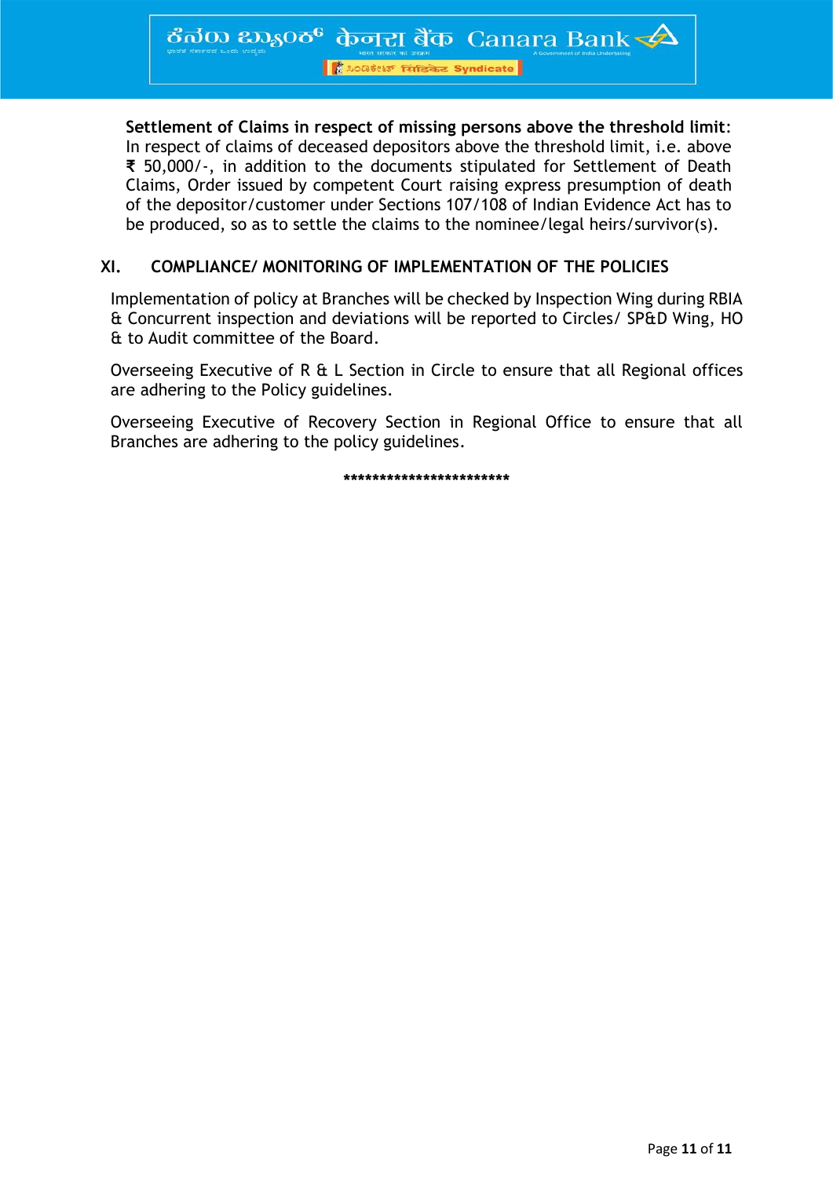**Settlement of Claims in respect of missing persons above the threshold limit**: In respect of claims of deceased depositors above the threshold limit, i.e. above ₹ 50,000/-, in addition to the documents stipulated for Settlement of Death Claims, Order issued by competent Court raising express presumption of death of the depositor/customer under Sections 107/108 of Indian Evidence Act has to be produced, so as to settle the claims to the nominee/legal heirs/survivor(s).

## XI. COMPLIANCE/ MONITORING OF IMPLEMENTATION OF THE POLICIES

Implementation of policy at Branches will be checked by Inspection Wing during RBIA & Concurrent inspection and deviations will be reported to Circles/ SP&D Wing, HO & to Audit committee of the Board.

Overseeing Executive of R & L Section in Circle to ensure that all Regional offices are adhering to the Policy guidelines.

Overseeing Executive of Recovery Section in Regional Office to ensure that all Branches are adhering to the policy guidelines.

************************